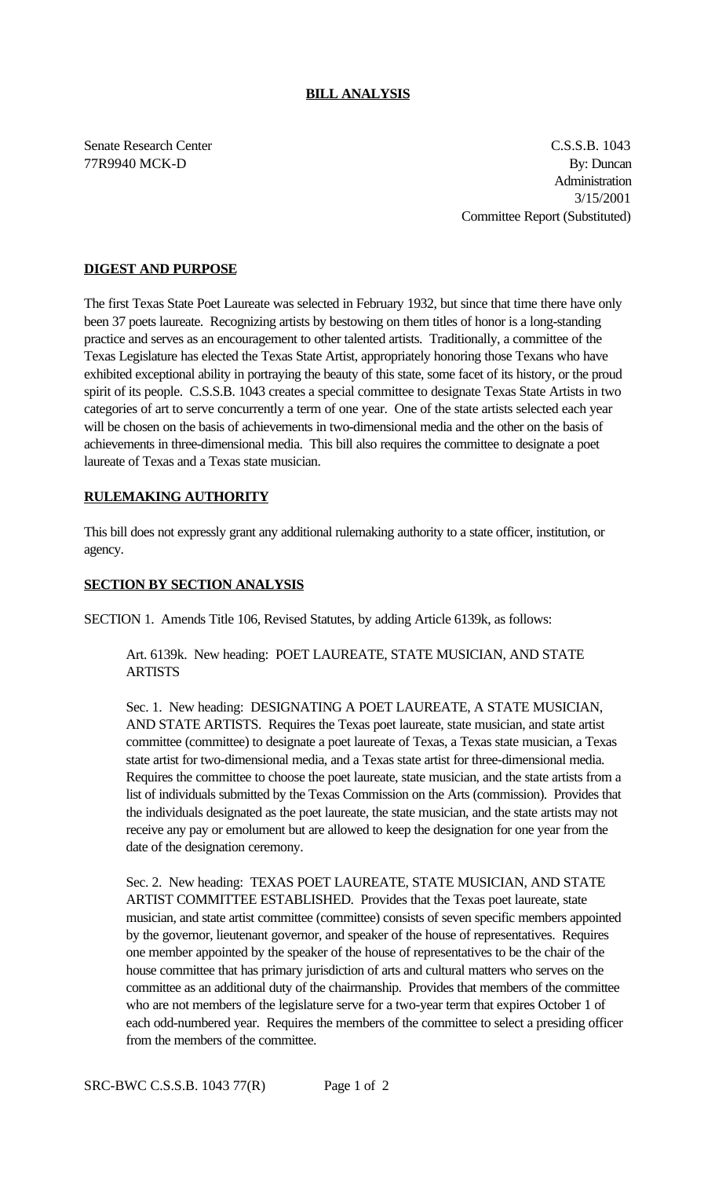# BILL ANALYSIS

Senate Research Center
77R9940 MCK-D

C.S.S.B. 1043
By: Duncan
Administration
3/15/2001
Committee Report (Substituted)

## DIGEST AND PURPOSE

The first Texas State Poet Laureate was selected in February 1932, but since that time there have only been 37 poets laureate. Recognizing artists by bestowing on them titles of honor is a long-standing practice and serves as an encouragement to other talented artists. Traditionally, a committee of the Texas Legislature has elected the Texas State Artist, appropriately honoring those Texans who have exhibited exceptional ability in portraying the beauty of this state, some facet of its history, or the proud spirit of its people. C.S.S.B. 1043 creates a special committee to designate Texas State Artists in two categories of art to serve concurrently a term of one year. One of the state artists selected each year will be chosen on the basis of achievements in two-dimensional media and the other on the basis of achievements in three-dimensional media. This bill also requires the committee to designate a poet laureate of Texas and a Texas state musician.

## RULEMAKING AUTHORITY

This bill does not expressly grant any additional rulemaking authority to a state officer, institution, or agency.

## SECTION BY SECTION ANALYSIS

SECTION 1. Amends Title 106, Revised Statutes, by adding Article 6139k, as follows:

Art. 6139k. New heading: POET LAUREATE, STATE MUSICIAN, AND STATE ARTISTS

Sec. 1. New heading: DESIGNATING A POET LAUREATE, A STATE MUSICIAN, AND STATE ARTISTS. Requires the Texas poet laureate, state musician, and state artist committee (committee) to designate a poet laureate of Texas, a Texas state musician, a Texas state artist for two-dimensional media, and a Texas state artist for three-dimensional media. Requires the committee to choose the poet laureate, state musician, and the state artists from a list of individuals submitted by the Texas Commission on the Arts (commission). Provides that the individuals designated as the poet laureate, the state musician, and the state artists may not receive any pay or emolument but are allowed to keep the designation for one year from the date of the designation ceremony.

Sec. 2. New heading: TEXAS POET LAUREATE, STATE MUSICIAN, AND STATE ARTIST COMMITTEE ESTABLISHED. Provides that the Texas poet laureate, state musician, and state artist committee (committee) consists of seven specific members appointed by the governor, lieutenant governor, and speaker of the house of representatives. Requires one member appointed by the speaker of the house of representatives to be the chair of the house committee that has primary jurisdiction of arts and cultural matters who serves on the committee as an additional duty of the chairmanship. Provides that members of the committee who are not members of the legislature serve for a two-year term that expires October 1 of each odd-numbered year. Requires the members of the committee to select a presiding officer from the members of the committee.

SRC-BWC C.S.S.B. 1043 77(R)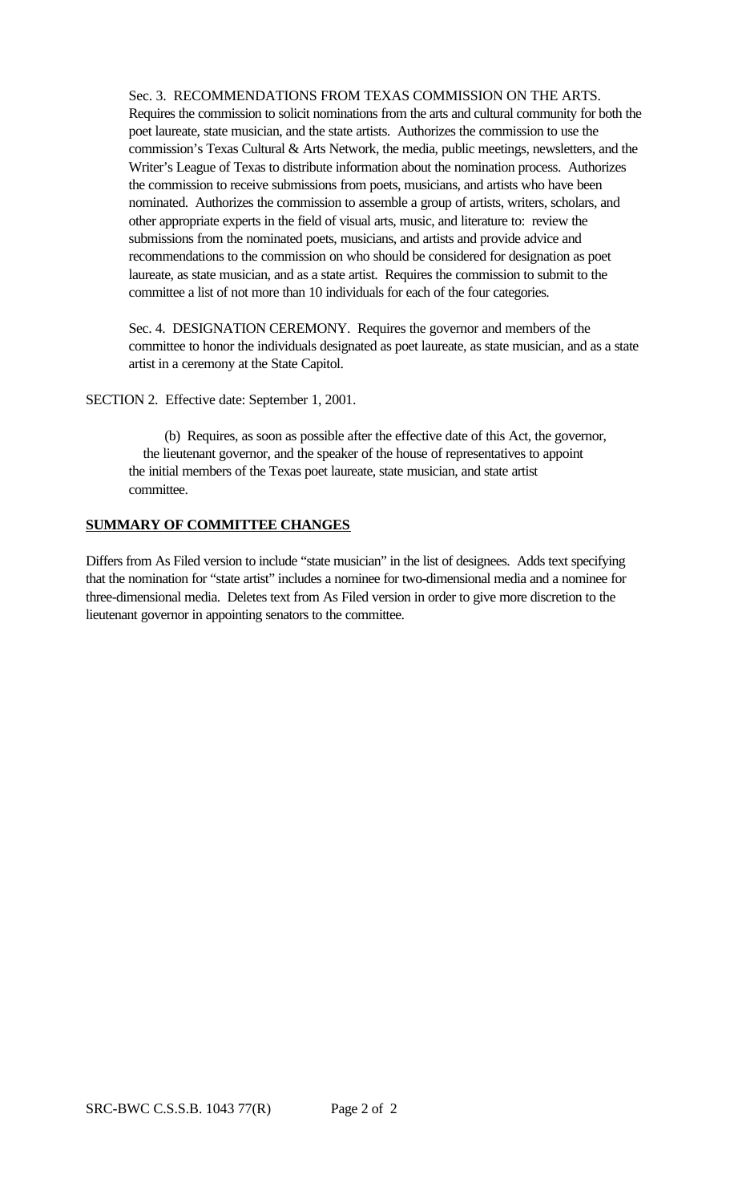Sec. 3. RECOMMENDATIONS FROM TEXAS COMMISSION ON THE ARTS. Requires the commission to solicit nominations from the arts and cultural community for both the poet laureate, state musician, and the state artists. Authorizes the commission to use the commission's Texas Cultural & Arts Network, the media, public meetings, newsletters, and the Writer's League of Texas to distribute information about the nomination process. Authorizes the commission to receive submissions from poets, musicians, and artists who have been nominated. Authorizes the commission to assemble a group of artists, writers, scholars, and other appropriate experts in the field of visual arts, music, and literature to: review the submissions from the nominated poets, musicians, and artists and provide advice and recommendations to the commission on who should be considered for designation as poet laureate, as state musician, and as a state artist. Requires the commission to submit to the committee a list of not more than 10 individuals for each of the four categories.

Sec. 4. DESIGNATION CEREMONY. Requires the governor and members of the committee to honor the individuals designated as poet laureate, as state musician, and as a state artist in a ceremony at the State Capitol.

SECTION 2. Effective date: September 1, 2001.

(b) Requires, as soon as possible after the effective date of this Act, the governor, the lieutenant governor, and the speaker of the house of representatives to appoint the initial members of the Texas poet laureate, state musician, and state artist committee.

**SUMMARY OF COMMITTEE CHANGES**

Differs from As Filed version to include "state musician" in the list of designees. Adds text specifying that the nomination for "state artist" includes a nominee for two-dimensional media and a nominee for three-dimensional media. Deletes text from As Filed version in order to give more discretion to the lieutenant governor in appointing senators to the committee.